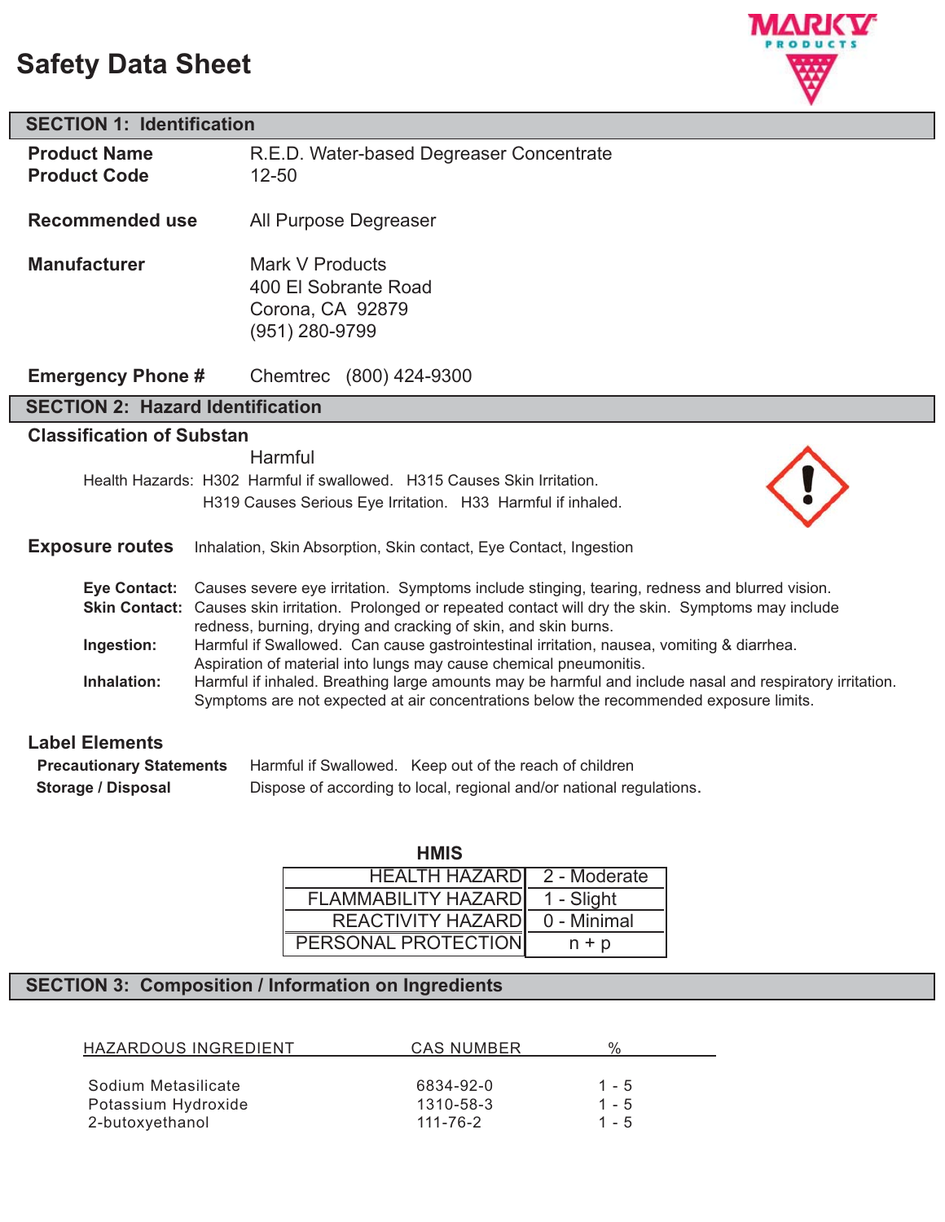# Safety Data Sheet

## SECTION 1: Identification

**Product Name** R.E.D. Water-based Degreaser Concentrate
**Product Code** 12-50

**Recommended use** All Purpose Degreaser

**Manufacturer** Mark V Products
400 El Sobrante Road
Corona, CA 92879
(951) 280-9799

**Emergency Phone #** Chemtrec (800) 424-9300

## SECTION 2: Hazard Identification

### Classification of Substan

Harmful

Health Hazards: H302 Harmful if swallowed. H315 Causes Skin Irritation.
H319 Causes Serious Eye Irritation. H33 Harmful if inhaled.

**Exposure routes** Inhalation, Skin Absorption, Skin contact, Eye Contact, Ingestion

**Eye Contact:** Causes severe eye irritation. Symptoms include stinging, tearing, redness and blurred vision.

**Skin Contact:** Causes skin irritation. Prolonged or repeated contact will dry the skin. Symptoms may include redness, burning, drying and cracking of skin, and skin burns.

**Ingestion:** Harmful if Swallowed. Can cause gastrointestinal irritation, nausea, vomiting & diarrhea. Aspiration of material into lungs may cause chemical pneumonitis.

**Inhalation:** Harmful if inhaled. Breathing large amounts may be harmful and include nasal and respiratory irritation. Symptoms are not expected at air concentrations below the recommended exposure limits.

### Label Elements

**Precautionary Statements** Harmful if Swallowed. Keep out of the reach of children

**Storage / Disposal** Dispose of according to local, regional and/or national regulations.

**HMIS**

| | |
|---|---|
| HEALTH HAZARD | 2 - Moderate |
| FLAMMABILITY HAZARD | 1 - Slight |
| REACTIVITY HAZARD | 0 - Minimal |
| PERSONAL PROTECTION | n + p |

## SECTION 3: Composition / Information on Ingredients

| HAZARDOUS INGREDIENT | CAS NUMBER | % |
|---|---|---|
| Sodium Metasilicate | 6834-92-0 | 1 - 5 |
| Potassium Hydroxide | 1310-58-3 | 1 - 5 |
| 2-butoxyethanol | 111-76-2 | 1 - 5 |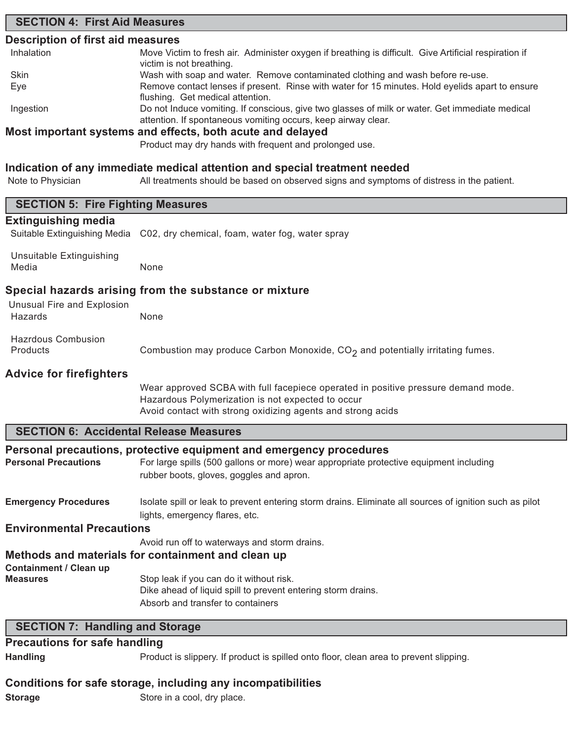## SECTION 4: First Aid Measures

### Description of first aid measures

| | |
|---|---|
| Inhalation | Move Victim to fresh air. Administer oxygen if breathing is difficult. Give Artificial respiration if victim is not breathing. |
| Skin | Wash with soap and water. Remove contaminated clothing and wash before re-use. |
| Eye | Remove contact lenses if present. Rinse with water for 15 minutes. Hold eyelids apart to ensure flushing. Get medical attention. |
| Ingestion | Do not Induce vomiting. If conscious, give two glasses of milk or water. Get immediate medical attention. If spontaneous vomiting occurs, keep airway clear. |

### Most important systems and effects, both acute and delayed

Product may dry hands with frequent and prolonged use.

### Indication of any immediate medical attention and special treatment needed

| | |
|---|---|
| Note to Physician | All treatments should be based on observed signs and symptoms of distress in the patient. |

## SECTION 5: Fire Fighting Measures

### Extinguishing media

| | |
|---|---|
| Suitable Extinguishing Media | C02, dry chemical, foam, water fog, water spray |
| Unsuitable Extinguishing Media | None |

### Special hazards arising from the substance or mixture

| | |
|---|---|
| Unusual Fire and Explosion Hazards | None |
| Hazrdous Combusion Products | Combustion may produce Carbon Monoxide, $CO_2$ and potentially irritating fumes. |

### Advice for firefighters

Wear approved SCBA with full facepiece operated in positive pressure demand mode.
Hazardous Polymerization is not expected to occur
Avoid contact with strong oxidizing agents and strong acids

## SECTION 6: Accidental Release Measures

### Personal precautions, protective equipment and emergency procedures

**Personal Precautions** — For large spills (500 gallons or more) wear appropriate protective equipment including rubber boots, gloves, goggles and apron.

**Emergency Procedures** — Isolate spill or leak to prevent entering storm drains. Eliminate all sources of ignition such as pilot lights, emergency flares, etc.

### Environmental Precautions

Avoid run off to waterways and storm drains.

### Methods and materials for containment and clean up

**Containment / Clean up Measures** — Stop leak if you can do it without risk.
Dike ahead of liquid spill to prevent entering storm drains.
Absorb and transfer to containers

## SECTION 7: Handling and Storage

### Precautions for safe handling

**Handling** — Product is slippery. If product is spilled onto floor, clean area to prevent slipping.

### Conditions for safe storage, including any incompatibilities

**Storage** — Store in a cool, dry place.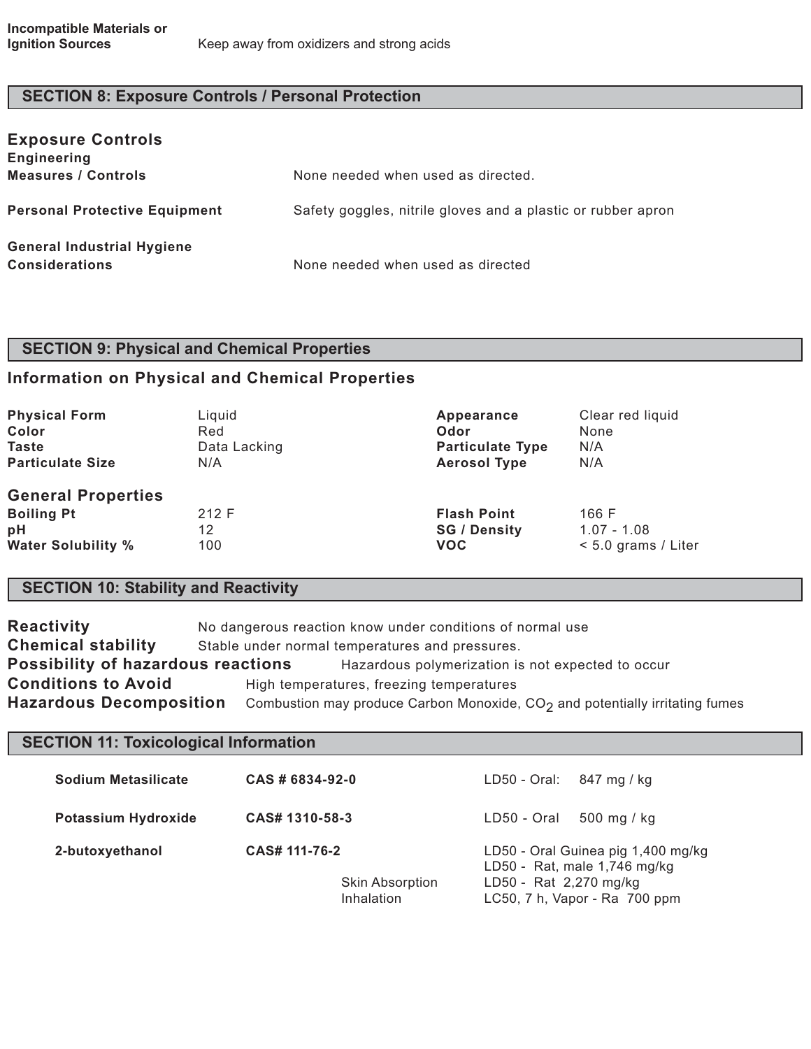| | |
|---|---|
| **Incompatible Materials or Ignition Sources** | Keep away from oxidizers and strong acids |

## SECTION 8: Exposure Controls / Personal Protection

### Exposure Controls

| | |
|---|---|
| **Engineering Measures / Controls** | None needed when used as directed. |
| **Personal Protective Equipment** | Safety goggles, nitrile gloves and a plastic or rubber apron |
| **General Industrial Hygiene Considerations** | None needed when used as directed |

## SECTION 9: Physical and Chemical Properties

### Information on Physical and Chemical Properties

| | | | |
|---|---|---|---|
| **Physical Form** | Liquid | **Appearance** | Clear red liquid |
| **Color** | Red | **Odor** | None |
| **Taste** | Data Lacking | **Particulate Type** | N/A |
| **Particulate Size** | N/A | **Aerosol Type** | N/A |

### General Properties

| | | | |
|---|---|---|---|
| **Boiling Pt** | 212 F | **Flash Point** | 166 F |
| **pH** | 12 | **SG / Density** | 1.07 - 1.08 |
| **Water Solubility %** | 100 | **VOC** | < 5.0 grams / Liter |

## SECTION 10: Stability and Reactivity

| | |
|---|---|
| **Reactivity** | No dangerous reaction know under conditions of normal use |
| **Chemical stability** | Stable under normal temperatures and pressures. |
| **Possibility of hazardous reactions** | Hazardous polymerization is not expected to occur |
| **Conditions to Avoid** | High temperatures, freezing temperatures |
| **Hazardous Decomposition** | Combustion may produce Carbon Monoxide, $CO_2$ and potentially irritating fumes |

## SECTION 11: Toxicological Information

| | | | |
|---|---|---|---|
| **Sodium Metasilicate** | **CAS # 6834-92-0** | | LD50 - Oral: 847 mg / kg |
| **Potassium Hydroxide** | **CAS# 1310-58-3** | | LD50 - Oral 500 mg / kg |
| **2-butoxyethanol** | **CAS# 111-76-2** | | LD50 - Oral Guinea pig 1,400 mg/kg<br>LD50 - Rat, male 1,746 mg/kg |
| | | Skin Absorption | LD50 - Rat 2,270 mg/kg |
| | | Inhalation | LC50, 7 h, Vapor - Ra 700 ppm |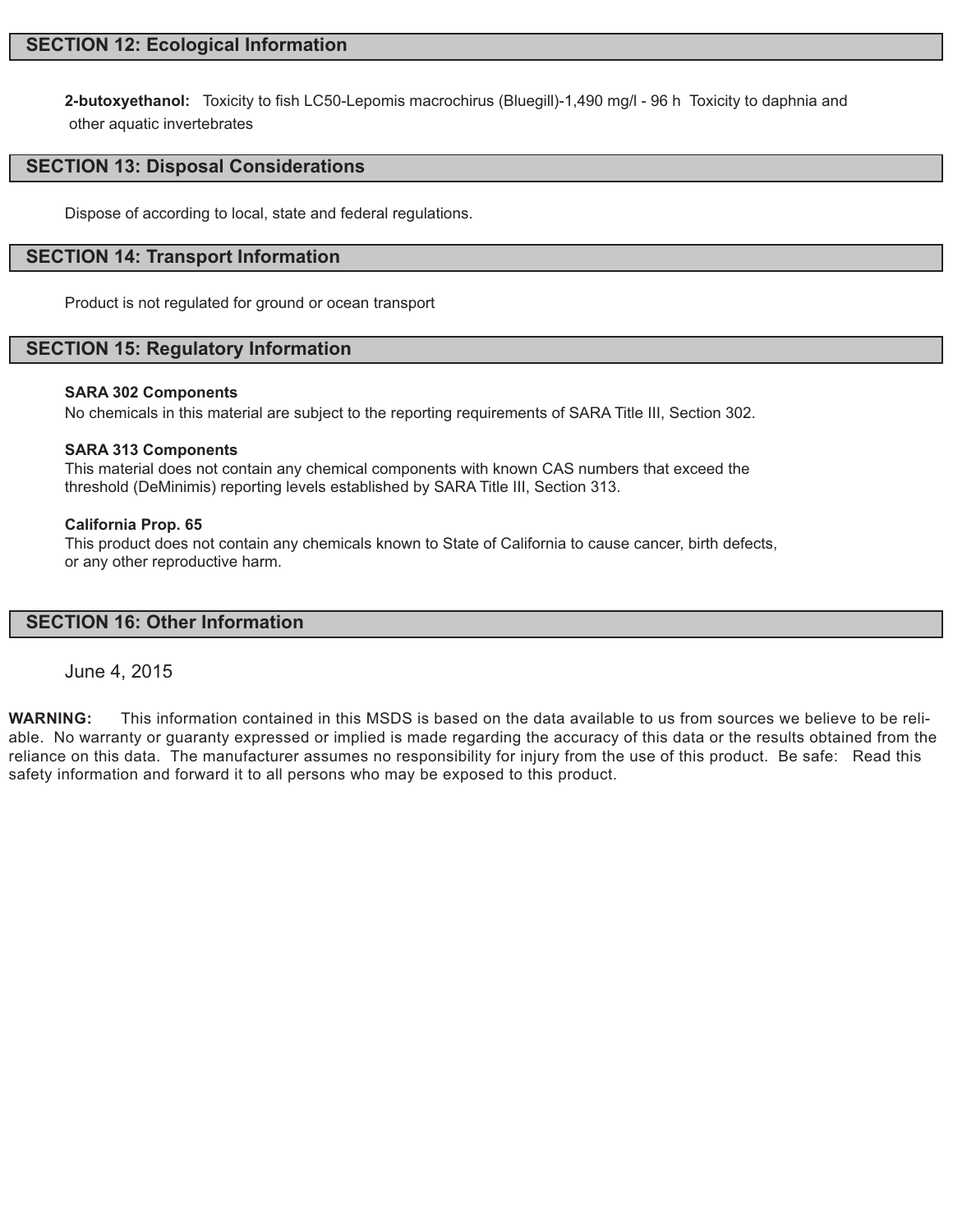## SECTION 12: Ecological Information

**2-butoxyethanol:** Toxicity to fish LC50-Lepomis macrochirus (Bluegill)-1,490 mg/l - 96 h Toxicity to daphnia and other aquatic invertebrates

## SECTION 13: Disposal Considerations

Dispose of according to local, state and federal regulations.

## SECTION 14: Transport Information

Product is not regulated for ground or ocean transport

## SECTION 15: Regulatory Information

**SARA 302 Components**
No chemicals in this material are subject to the reporting requirements of SARA Title III, Section 302.

**SARA 313 Components**
This material does not contain any chemical components with known CAS numbers that exceed the threshold (DeMinimis) reporting levels established by SARA Title III, Section 313.

**California Prop. 65**
This product does not contain any chemicals known to State of California to cause cancer, birth defects, or any other reproductive harm.

## SECTION 16: Other Information

June 4, 2015

**WARNING:** This information contained in this MSDS is based on the data available to us from sources we believe to be reliable. No warranty or guaranty expressed or implied is made regarding the accuracy of this data or the results obtained from the reliance on this data. The manufacturer assumes no responsibility for injury from the use of this product. Be safe: Read this safety information and forward it to all persons who may be exposed to this product.